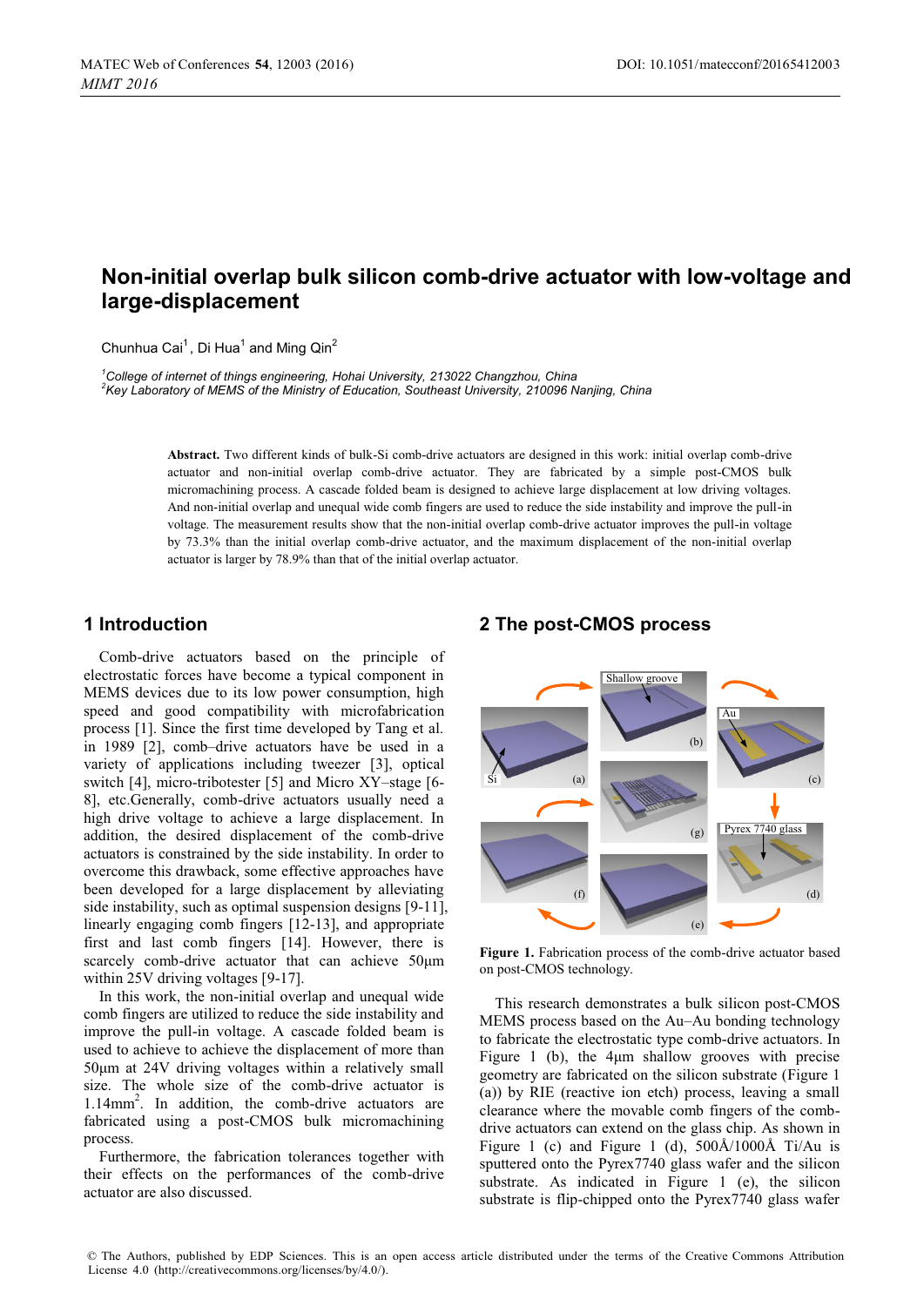# Non-initial overlap bulk silicon comb-drive actuator with low-voltage and large-displacement

Chunhua Cai[1], Di Hua[1] and Ming Qin[2]

[1]College of internet of things engineering, Hohai University, 213022 Changzhou, China
[2]Key Laboratory of MEMS of the Ministry of Education, Southeast University, 210096 Nanjing, China

**Abstract.** Two different kinds of bulk-Si comb-drive actuators are designed in this work: initial overlap comb-drive actuator and non-initial overlap comb-drive actuator. They are fabricated by a simple post-CMOS bulk micromachining process. A cascade folded beam is designed to achieve large displacement at low driving voltages. And non-initial overlap and unequal wide comb fingers are used to reduce the side instability and improve the pull-in voltage. The measurement results show that the non-initial overlap comb-drive actuator improves the pull-in voltage by 73.3% than the initial overlap comb-drive actuator, and the maximum displacement of the non-initial overlap actuator is larger by 78.9% than that of the initial overlap actuator.

## 1 Introduction

Comb-drive actuators based on the principle of electrostatic forces have become a typical component in MEMS devices due to its low power consumption, high speed and good compatibility with microfabrication process [1]. Since the first time developed by Tang et al. in 1989 [2], comb–drive actuators have be used in a variety of applications including tweezer [3], optical switch [4], micro-tribotester [5] and Micro XY–stage [6-8], etc.Generally, comb-drive actuators usually need a high drive voltage to achieve a large displacement. In addition, the desired displacement of the comb-drive actuators is constrained by the side instability. In order to overcome this drawback, some effective approaches have been developed for a large displacement by alleviating side instability, such as optimal suspension designs [9-11], linearly engaging comb fingers [12-13], and appropriate first and last comb fingers [14]. However, there is scarcely comb-drive actuator that can achieve 50μm within 25V driving voltages [9-17].

In this work, the non-initial overlap and unequal wide comb fingers are utilized to reduce the side instability and improve the pull-in voltage. A cascade folded beam is used to achieve to achieve the displacement of more than 50μm at 24V driving voltages within a relatively small size. The whole size of the comb-drive actuator is 1.14mm$^2$. In addition, the comb-drive actuators are fabricated using a post-CMOS bulk micromachining process.

Furthermore, the fabrication tolerances together with their effects on the performances of the comb-drive actuator are also discussed.

## 2 The post-CMOS process

Figure 1. Fabrication process of the comb-drive actuator based on post-CMOS technology.

This research demonstrates a bulk silicon post-CMOS MEMS process based on the Au–Au bonding technology to fabricate the electrostatic type comb-drive actuators. In Figure 1 (b), the 4μm shallow grooves with precise geometry are fabricated on the silicon substrate (Figure 1 (a)) by RIE (reactive ion etch) process, leaving a small clearance where the movable comb fingers of the comb-drive actuators can extend on the glass chip. As shown in Figure 1 (c) and Figure 1 (d), 500Å/1000Å Ti/Au is sputtered onto the Pyrex7740 glass wafer and the silicon substrate. As indicated in Figure 1 (e), the silicon substrate is flip-chipped onto the Pyrex7740 glass wafer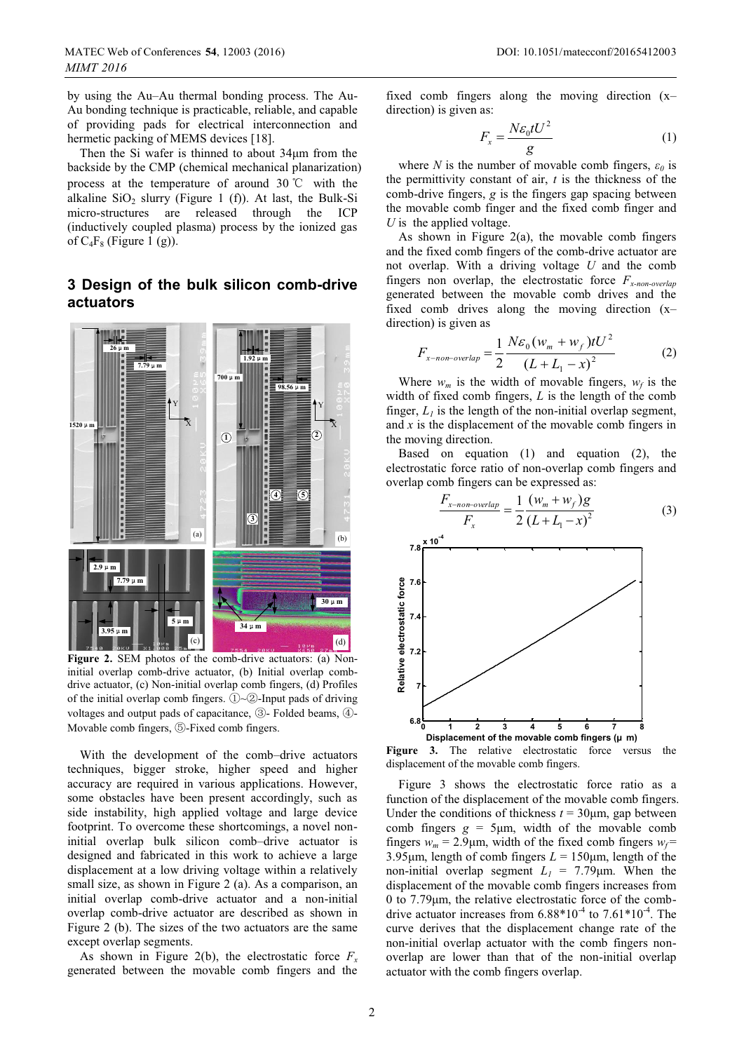by using the Au–Au thermal bonding process. The Au-Au bonding technique is practicable, reliable, and capable of providing pads for electrical interconnection and hermetic packing of MEMS devices [18].

Then the Si wafer is thinned to about 34μm from the backside by the CMP (chemical mechanical planarization) process at the temperature of around 30 ℃ with the alkaline $SiO_2$ slurry (Figure 1 (f)). At last, the Bulk-Si micro-structures are released through the ICP (inductively coupled plasma) process by the ionized gas of $C_4F_8$ (Figure 1 (g)).

## 3 Design of the bulk silicon comb-drive actuators

**Figure 2.** SEM photos of the comb-drive actuators: (a) Non-initial overlap comb-drive actuator, (b) Initial overlap comb-drive actuator, (c) Non-initial overlap comb fingers, (d) Profiles of the initial overlap comb fingers. ①~②-Input pads of driving voltages and output pads of capacitance, ③- Folded beams, ④-Movable comb fingers, ⑤-Fixed comb fingers.

With the development of the comb–drive actuators techniques, bigger stroke, higher speed and higher accuracy are required in various applications. However, some obstacles have been present accordingly, such as side instability, high applied voltage and large device footprint. To overcome these shortcomings, a novel non-initial overlap bulk silicon comb–drive actuator is designed and fabricated in this work to achieve a large displacement at a low driving voltage within a relatively small size, as shown in Figure 2 (a). As a comparison, an initial overlap comb-drive actuator and a non-initial overlap comb-drive actuator are described as shown in Figure 2 (b). The sizes of the two actuators are the same except overlap segments.

As shown in Figure 2(b), the electrostatic force $F_x$ generated between the movable comb fingers and the fixed comb fingers along the moving direction (x–direction) is given as:

$$F_x = \frac{N\varepsilon_0 t U^2}{g} \tag{1}$$

where $N$ is the number of movable comb fingers, $\varepsilon_0$ is the permittivity constant of air, $t$ is the thickness of the comb-drive fingers, $g$ is the fingers gap spacing between the movable comb finger and the fixed comb finger and $U$ is the applied voltage.

As shown in Figure 2(a), the movable comb fingers and the fixed comb fingers of the comb-drive actuator are not overlap. With a driving voltage $U$ and the comb fingers non overlap, the electrostatic force $F_{x\text{-}non\text{-}overlap}$ generated between the movable comb drives and the fixed comb drives along the moving direction (x–direction) is given as

$$F_{x-non-overlap} = \frac{1}{2}\frac{N\varepsilon_0 (w_m + w_f) t U^2}{(L + L_1 - x)^2} \tag{2}$$

Where $w_m$ is the width of movable fingers, $w_f$ is the width of fixed comb fingers, $L$ is the length of the comb finger, $L_1$ is the length of the non-initial overlap segment, and $x$ is the displacement of the movable comb fingers in the moving direction.

Based on equation (1) and equation (2), the electrostatic force ratio of non-overlap comb fingers and overlap comb fingers can be expressed as:

$$\frac{F_{x-non-overlap}}{F_x} = \frac{1}{2}\frac{(w_m + w_f) g}{(L + L_1 - x)^2} \tag{3}$$

**Figure 3.** The relative electrostatic force versus the displacement of the movable comb fingers.

Figure 3 shows the electrostatic force ratio as a function of the displacement of the movable comb fingers. Under the conditions of thickness $t$ = 30μm, gap between comb fingers $g$ = 5μm, width of the movable comb fingers $w_m$ = 2.9μm, width of the fixed comb fingers $w_f$= 3.95μm, length of comb fingers $L$ = 150μm, length of the non-initial overlap segment $L_1$ = 7.79μm. When the displacement of the movable comb fingers increases from 0 to 7.79μm, the relative electrostatic force of the comb-drive actuator increases from $6.88*10^{-4}$ to $7.61*10^{-4}$. The curve derives that the displacement change rate of the non-initial overlap actuator with the comb fingers non-overlap are lower than that of the non-initial overlap actuator with the comb fingers overlap.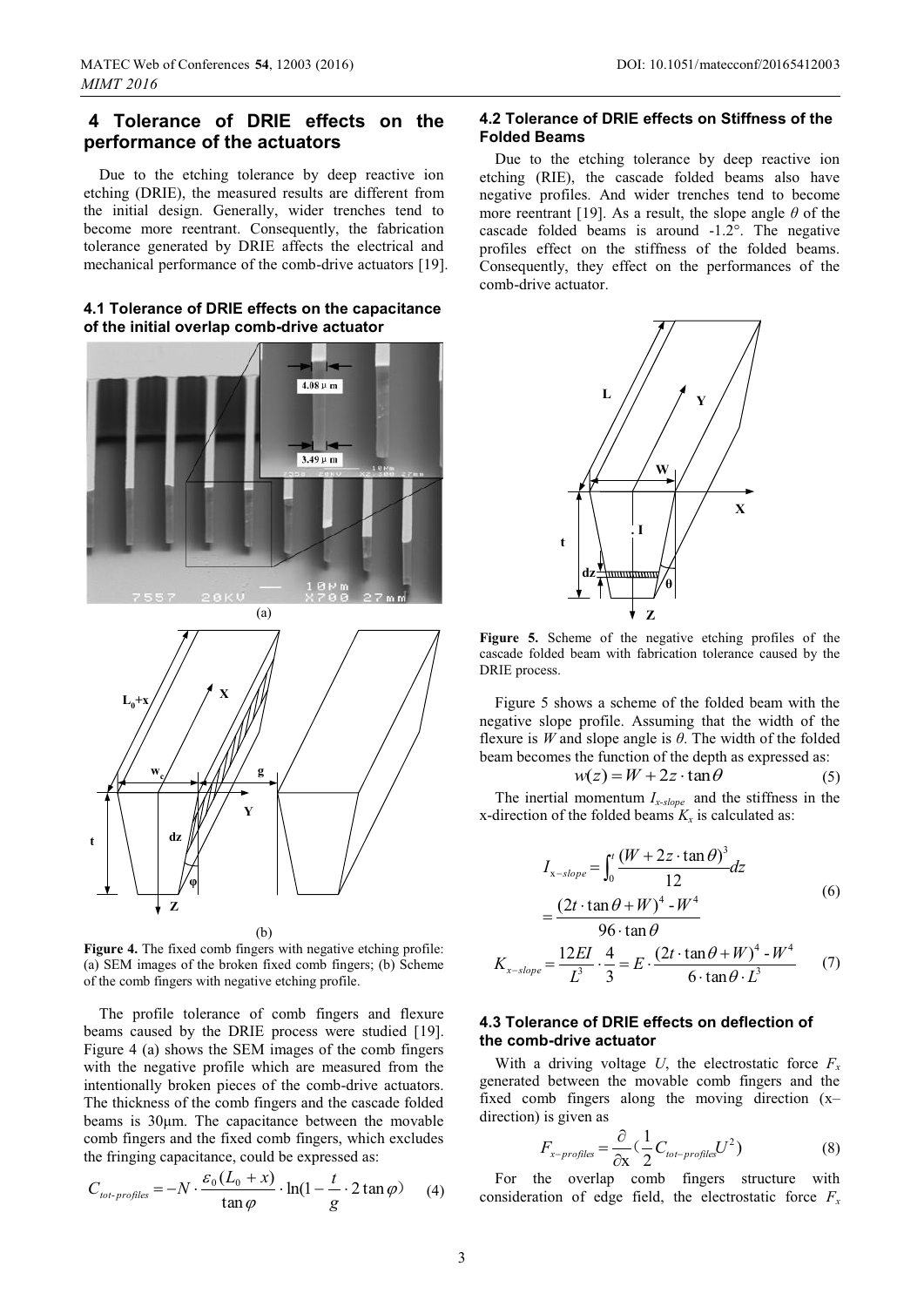## 4 Tolerance of DRIE effects on the performance of the actuators

Due to the etching tolerance by deep reactive ion etching (DRIE), the measured results are different from the initial design. Generally, wider trenches tend to become more reentrant. Consequently, the fabrication tolerance generated by DRIE affects the electrical and mechanical performance of the comb-drive actuators [19].

### 4.1 Tolerance of DRIE effects on the capacitance of the initial overlap comb-drive actuator

**Figure 4.** The fixed comb fingers with negative etching profile: (a) SEM images of the broken fixed comb fingers; (b) Scheme of the comb fingers with negative etching profile.

The profile tolerance of comb fingers and flexure beams caused by the DRIE process were studied [19]. Figure 4 (a) shows the SEM images of the comb fingers with the negative profile which are measured from the intentionally broken pieces of the comb-drive actuators. The thickness of the comb fingers and the cascade folded beams is 30μm. The capacitance between the movable comb fingers and the fixed comb fingers, which excludes the fringing capacitance, could be expressed as:

$$C_{tot\text{-}profiles} = -N \cdot \frac{\varepsilon_0 (L_0 + x)}{\tan\varphi} \cdot \ln(1 - \frac{t}{g} \cdot 2\tan\varphi) \quad (4)$$

### 4.2 Tolerance of DRIE effects on Stiffness of the Folded Beams

Due to the etching tolerance by deep reactive ion etching (RIE), the cascade folded beams also have negative profiles. And wider trenches tend to become more reentrant [19]. As a result, the slope angle $\theta$ of the cascade folded beams is around -1.2°. The negative profiles effect on the stiffness of the folded beams. Consequently, they effect on the performances of the comb-drive actuator.

**Figure 5.** Scheme of the negative etching profiles of the cascade folded beam with fabrication tolerance caused by the DRIE process.

Figure 5 shows a scheme of the folded beam with the negative slope profile. Assuming that the width of the flexure is $W$ and slope angle is $\theta$. The width of the folded beam becomes the function of the depth as expressed as:

$$w(z) = W + 2z \cdot \tan\theta \quad (5)$$

The inertial momentum $I_{x\text{-}slope}$ and the stiffness in the x-direction of the folded beams $K_x$ is calculated as:

$$I_{x-slope} = \int_0^t \frac{(W + 2z \cdot \tan\theta)^3}{12} dz = \frac{(2t \cdot \tan\theta + W)^4 - W^4}{96 \cdot \tan\theta} \quad (6)$$

$$K_{x-slope} = \frac{12EI}{L^3} \cdot \frac{4}{3} = E \cdot \frac{(2t \cdot \tan\theta + W)^4 - W^4}{6 \cdot \tan\theta \cdot L^3} \quad (7)$$

### 4.3 Tolerance of DRIE effects on deflection of the comb-drive actuator

With a driving voltage $U$, the electrostatic force $F_x$ generated between the movable comb fingers and the fixed comb fingers along the moving direction (x–direction) is given as

$$F_{x-profiles} = \frac{\partial}{\partial x}(\frac{1}{2} C_{tot-profiles} U^2) \quad (8)$$

For the overlap comb fingers structure with consideration of edge field, the electrostatic force $F_x$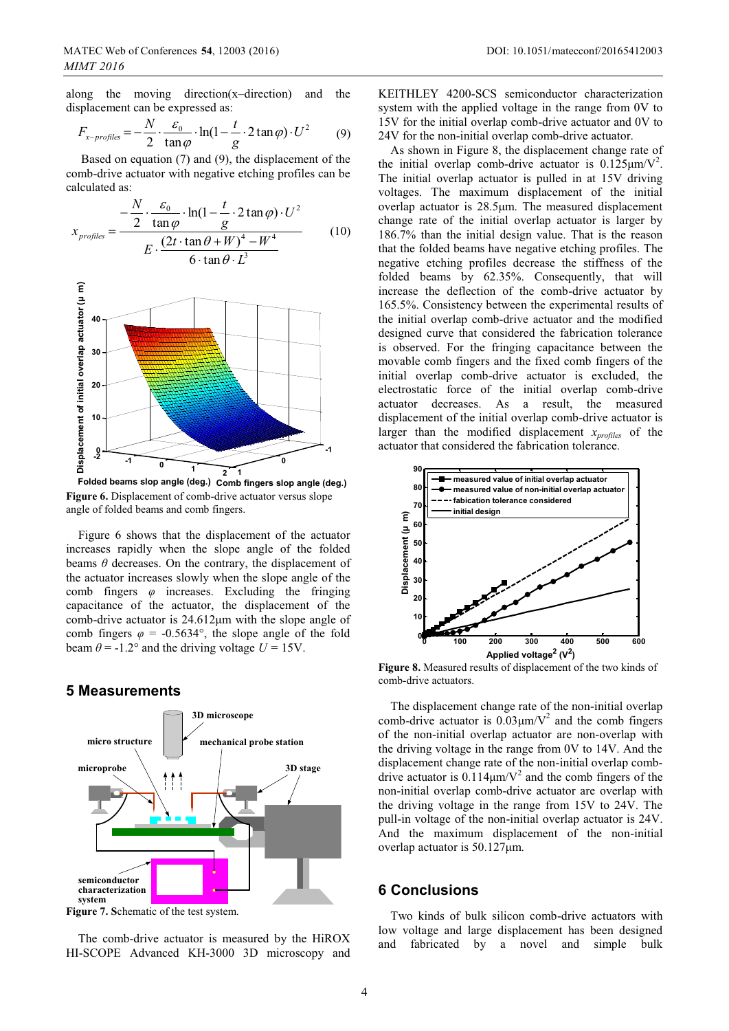along the moving direction(x–direction) and the displacement can be expressed as:

$$F_{x-profiles} = -\frac{N}{2} \cdot \frac{\varepsilon_0}{\tan\varphi} \cdot \ln(1 - \frac{t}{g} \cdot 2\tan\varphi) \cdot U^2 \quad (9)$$

Based on equation (7) and (9), the displacement of the comb-drive actuator with negative etching profiles can be calculated as:

$$x_{profiles} = \frac{-\frac{N}{2} \cdot \frac{\varepsilon_0}{\tan\varphi} \cdot \ln(1 - \frac{t}{g} \cdot 2\tan\varphi) \cdot U^2}{E \cdot \frac{(2t \cdot \tan\theta + W)^4 - W^4}{6 \cdot \tan\theta \cdot L^3}} \quad (10)$$

**Figure 6.** Displacement of comb-drive actuator versus slope angle of folded beams and comb fingers.

Figure 6 shows that the displacement of the actuator increases rapidly when the slope angle of the folded beams $\theta$ decreases. On the contrary, the displacement of the actuator increases slowly when the slope angle of the comb fingers $\varphi$ increases. Excluding the fringing capacitance of the actuator, the displacement of the comb-drive actuator is 24.612μm with the slope angle of comb fingers $\varphi$ = -0.5634°, the slope angle of the fold beam $\theta$ = -1.2° and the driving voltage $U$ = 15V.

## 5 Measurements

**Figure 7.** Schematic of the test system.

The comb-drive actuator is measured by the HiROX HI-SCOPE Advanced KH-3000 3D microscopy and KEITHLEY 4200-SCS semiconductor characterization system with the applied voltage in the range from 0V to 15V for the initial overlap comb-drive actuator and 0V to 24V for the non-initial overlap comb-drive actuator.

As shown in Figure 8, the displacement change rate of the initial overlap comb-drive actuator is 0.125μm/V$^2$. The initial overlap actuator is pulled in at 15V driving voltages. The maximum displacement of the initial overlap actuator is 28.5μm. The measured displacement change rate of the initial overlap actuator is larger by 186.7% than the initial design value. That is the reason that the folded beams have negative etching profiles. The negative etching profiles decrease the stiffness of the folded beams by 62.35%. Consequently, that will increase the deflection of the comb-drive actuator by 165.5%. Consistency between the experimental results of the initial overlap comb-drive actuator and the modified designed curve that considered the fabrication tolerance is observed. For the fringing capacitance between the movable comb fingers and the fixed comb fingers of the initial overlap comb-drive actuator is excluded, the electrostatic force of the initial overlap comb-drive actuator decreases. As a result, the measured displacement of the initial overlap comb-drive actuator is larger than the modified displacement $x_{profiles}$ of the actuator that considered the fabrication tolerance.

**Figure 8.** Measured results of displacement of the two kinds of comb-drive actuators.

The displacement change rate of the non-initial overlap comb-drive actuator is 0.03μm/V$^2$ and the comb fingers of the non-initial overlap actuator are non-overlap with the driving voltage in the range from 0V to 14V. And the displacement change rate of the non-initial overlap comb-drive actuator is 0.114μm/V$^2$ and the comb fingers of the non-initial overlap actuator are overlap with the driving voltage in the range from 15V to 24V. The pull-in voltage of the non-initial overlap actuator is 24V. And the maximum displacement of the non-initial overlap actuator is 50.127μm.

## 6 Conclusions

Two kinds of bulk silicon comb-drive actuators with low voltage and large displacement has been designed and fabricated by a novel and simple bulk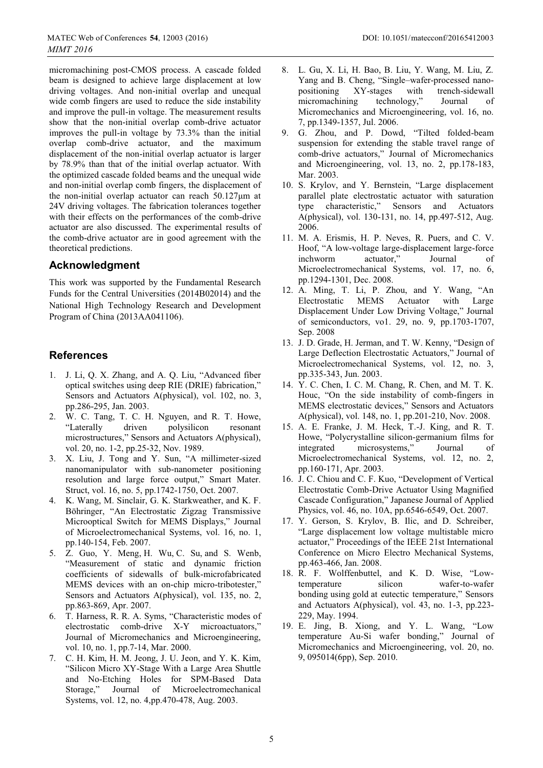micromachining post-CMOS process. A cascade folded beam is designed to achieve large displacement at low driving voltages. And non-initial overlap and unequal wide comb fingers are used to reduce the side instability and improve the pull-in voltage. The measurement results show that the non-initial overlap comb-drive actuator improves the pull-in voltage by 73.3% than the initial overlap comb-drive actuator, and the maximum displacement of the non-initial overlap actuator is larger by 78.9% than that of the initial overlap actuator. With the optimized cascade folded beams and the unequal wide and non-initial overlap comb fingers, the displacement of the non-initial overlap actuator can reach 50.127μm at 24V driving voltages. The fabrication tolerances together with their effects on the performances of the comb-drive actuator are also discussed. The experimental results of the comb-drive actuator are in good agreement with the theoretical predictions.

## Acknowledgment

This work was supported by the Fundamental Research Funds for the Central Universities (2014B02014) and the National High Technology Research and Development Program of China (2013AA041106).

## References

1. J. Li, Q. X. Zhang, and A. Q. Liu, "Advanced fiber optical switches using deep RIE (DRIE) fabrication," Sensors and Actuators A(physical), vol. 102, no. 3, pp.286-295, Jan. 2003.
2. W. C. Tang, T. C. H. Nguyen, and R. T. Howe, "Laterally driven polysilicon resonant microstructures," Sensors and Actuators A(physical), vol. 20, no. 1-2, pp.25-32, Nov. 1989.
3. X. Liu, J. Tong and Y. Sun, "A millimeter-sized nanomanipulator with sub-nanometer positioning resolution and large force output," Smart Mater. Struct, vol. 16, no. 5, pp.1742-1750, Oct. 2007.
4. K. Wang, M. Sinclair, G. K. Starkweather, and K. F. Böhringer, "An Electrostatic Zigzag Transmissive Microoptical Switch for MEMS Displays," Journal of Microelectromechanical Systems, vol. 16, no. 1, pp.140-154, Feb. 2007.
5. Z. Guo, Y. Meng, H. Wu, C. Su, and S. Wenb, "Measurement of static and dynamic friction coefficients of sidewalls of bulk-microfabricated MEMS devices with an on-chip micro-tribotester," Sensors and Actuators A(physical), vol. 135, no. 2, pp.863-869, Apr. 2007.
6. T. Harness, R. R. A. Syms, "Characteristic modes of electrostatic comb-drive X-Y microactuators," Journal of Micromechanics and Microengineering, vol. 10, no. 1, pp.7-14, Mar. 2000.
7. C. H. Kim, H. M. Jeong, J. U. Jeon, and Y. K. Kim, "Silicon Micro XY-Stage With a Large Area Shuttle and No-Etching Holes for SPM-Based Data Storage," Journal of Microelectromechanical Systems, vol. 12, no. 4,pp.470-478, Aug. 2003.
8. L. Gu, X. Li, H. Bao, B. Liu, Y. Wang, M. Liu, Z. Yang and B. Cheng, "Single–wafer-processed nano-positioning XY-stages with trench-sidewall micromachining technology," Journal of Micromechanics and Microengineering, vol. 16, no. 7, pp.1349-1357, Jul. 2006.
9. G. Zhou, and P. Dowd, "Tilted folded-beam suspension for extending the stable travel range of comb-drive actuators," Journal of Micromechanics and Microengineering, vol. 13, no. 2, pp.178-183, Mar. 2003.
10. S. Krylov, and Y. Bernstein, "Large displacement parallel plate electrostatic actuator with saturation type characteristic," Sensors and Actuators A(physical), vol. 130-131, no. 14, pp.497-512, Aug. 2006.
11. M. A. Erismis, H. P. Neves, R. Puers, and C. V. Hoof, "A low-voltage large-displacement large-force inchworm actuator," Journal of Microelectromechanical Systems, vol. 17, no. 6, pp.1294-1301, Dec. 2008.
12. A. Ming, T. Li, P. Zhou, and Y. Wang, "An Electrostatic MEMS Actuator with Large Displacement Under Low Driving Voltage," Journal of semiconductors, vo1. 29, no. 9, pp.1703-1707, Sep. 2008
13. J. D. Grade, H. Jerman, and T. W. Kenny, "Design of Large Deflection Electrostatic Actuators," Journal of Microelectromechanical Systems, vol. 12, no. 3, pp.335-343, Jun. 2003.
14. Y. C. Chen, I. C. M. Chang, R. Chen, and M. T. K. Houc, "On the side instability of comb-fingers in MEMS electrostatic devices," Sensors and Actuators A(physical), vol. 148, no. 1, pp.201-210, Nov. 2008.
15. A. E. Franke, J. M. Heck, T.-J. King, and R. T. Howe, "Polycrystalline silicon-germanium films for integrated microsystems," Journal of Microelectromechanical Systems, vol. 12, no. 2, pp.160-171, Apr. 2003.
16. J. C. Chiou and C. F. Kuo, "Development of Vertical Electrostatic Comb-Drive Actuator Using Magnified Cascade Configuration," Japanese Journal of Applied Physics, vol. 46, no. 10A, pp.6546-6549, Oct. 2007.
17. Y. Gerson, S. Krylov, B. Ilic, and D. Schreiber, "Large displacement low voltage multistable micro actuator," Proceedings of the IEEE 21st International Conference on Micro Electro Mechanical Systems, pp.463-466, Jan. 2008.
18. R. F. Wolffenbuttel, and K. D. Wise, "Low-temperature silicon wafer-to-wafer bonding using gold at eutectic temperature," Sensors and Actuators A(physical), vol. 43, no. 1-3, pp.223-229, May. 1994.
19. E. Jing, B. Xiong, and Y. L. Wang, "Low temperature Au-Si wafer bonding," Journal of Micromechanics and Microengineering, vol. 20, no. 9, 095014(6pp), Sep. 2010.